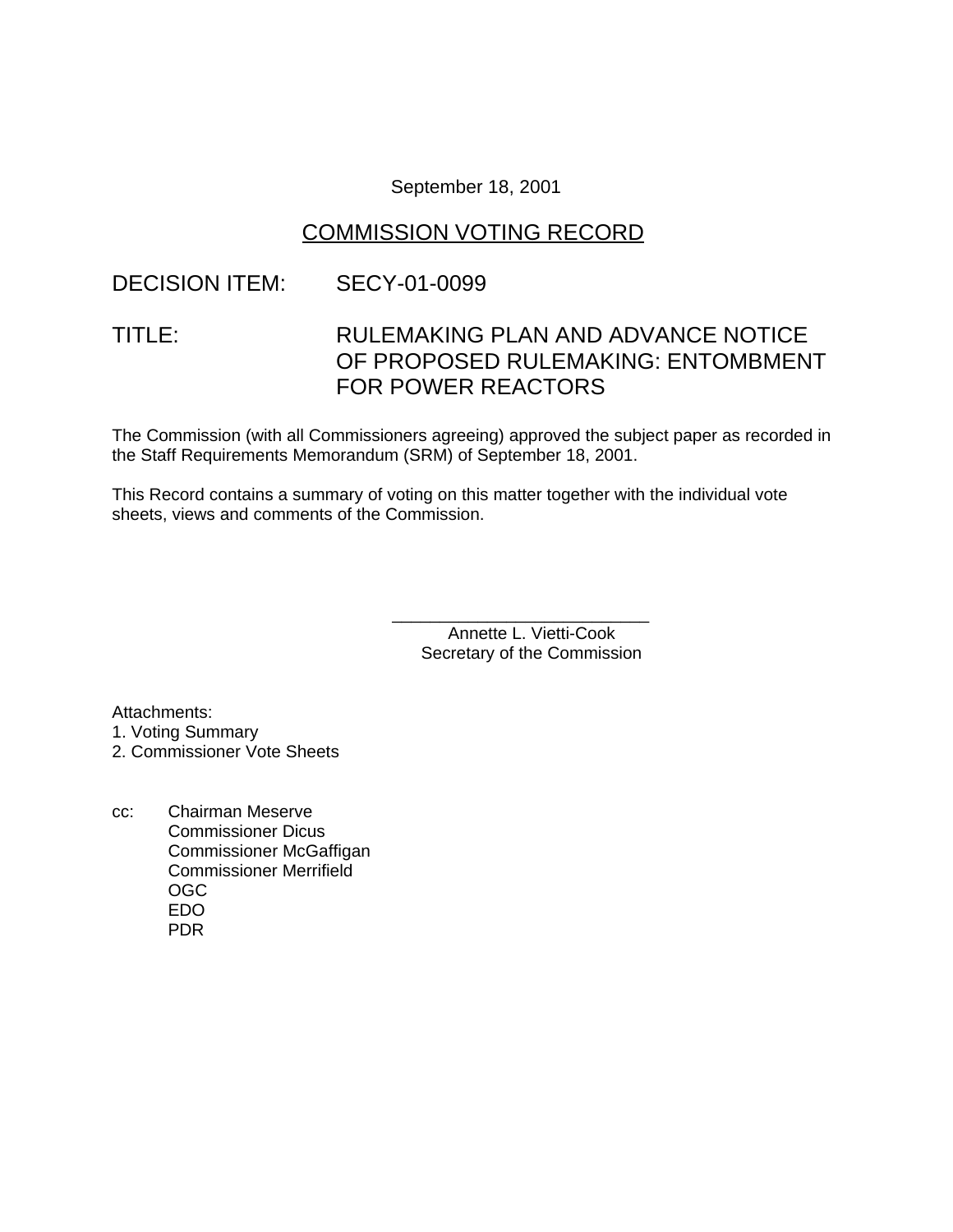September 18, 2001

# COMMISSION VOTING RECORD

DECISION ITEM: SECY-01-0099

TITLE: RULEMAKING PLAN AND ADVANCE NOTICE OF PROPOSED RULEMAKING: ENTOMBMENT FOR POWER REACTORS

The Commission (with all Commissioners agreeing) approved the subject paper as recorded in the Staff Requirements Memorandum (SRM) of September 18, 2001.

This Record contains a summary of voting on this matter together with the individual vote sheets, views and comments of the Commission.

\_\_\_\_\_\_\_\_\_\_\_\_\_\_\_\_\_\_\_\_\_\_\_\_\_\_\_

Annette L. Vietti-Cook
Secretary of the Commission

Attachments:
1. Voting Summary
2. Commissioner Vote Sheets

cc: Chairman Meserve
Commissioner Dicus
Commissioner McGaffigan
Commissioner Merrifield
OGC
EDO
PDR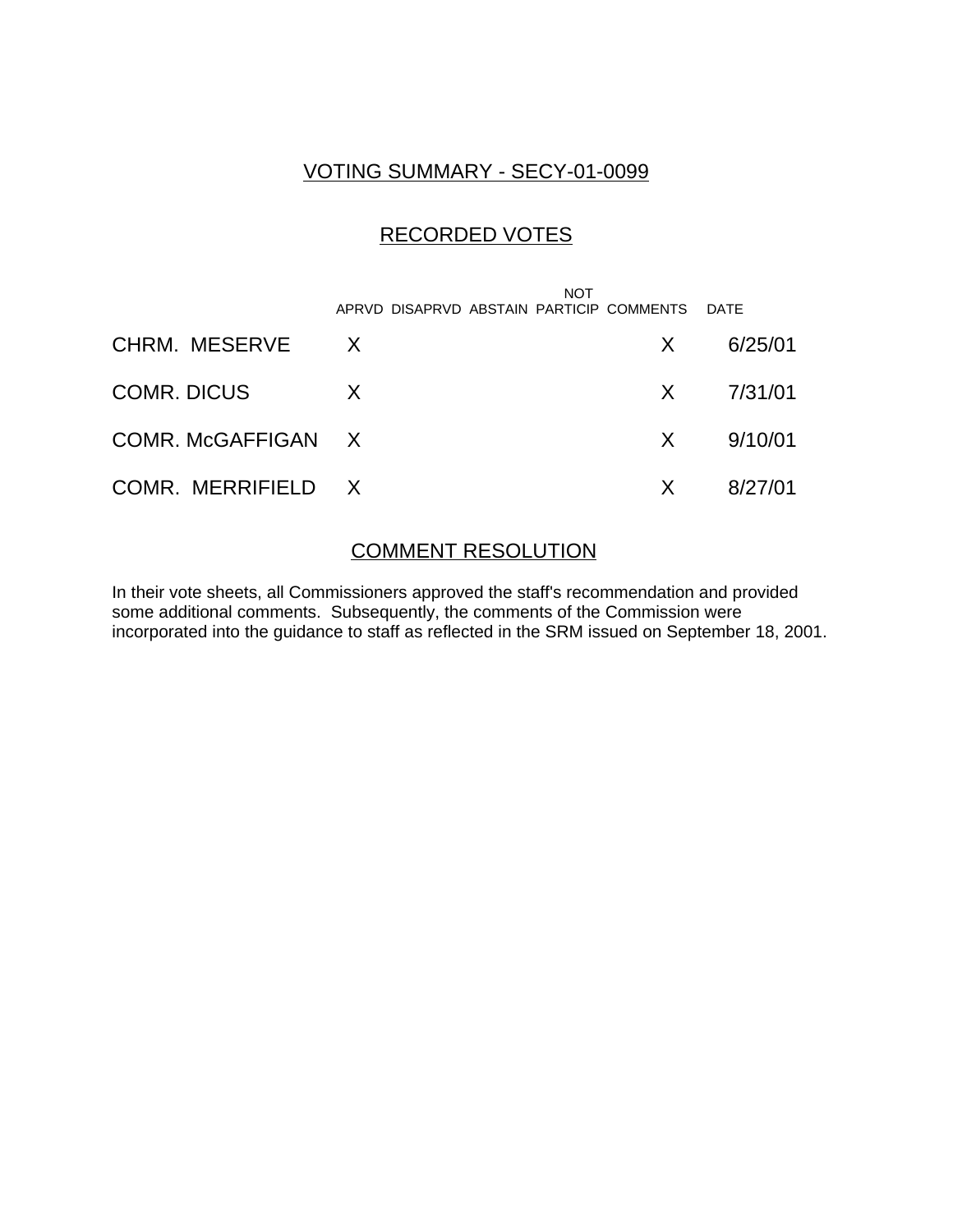## VOTING SUMMARY - SECY-01-0099

## RECORDED VOTES

| | APRVD | DISAPRVD | ABSTAIN | NOT PARTICIP | COMMENTS | DATE |
|---|---|---|---|---|---|---|
| CHRM. MESERVE | X | | | | X | 6/25/01 |
| COMR. DICUS | X | | | | X | 7/31/01 |
| COMR. McGAFFIGAN | X | | | | X | 9/10/01 |
| COMR. MERRIFIELD | X | | | | X | 8/27/01 |

## COMMENT RESOLUTION

In their vote sheets, all Commissioners approved the staff's recommendation and provided some additional comments. Subsequently, the comments of the Commission were incorporated into the guidance to staff as reflected in the SRM issued on September 18, 2001.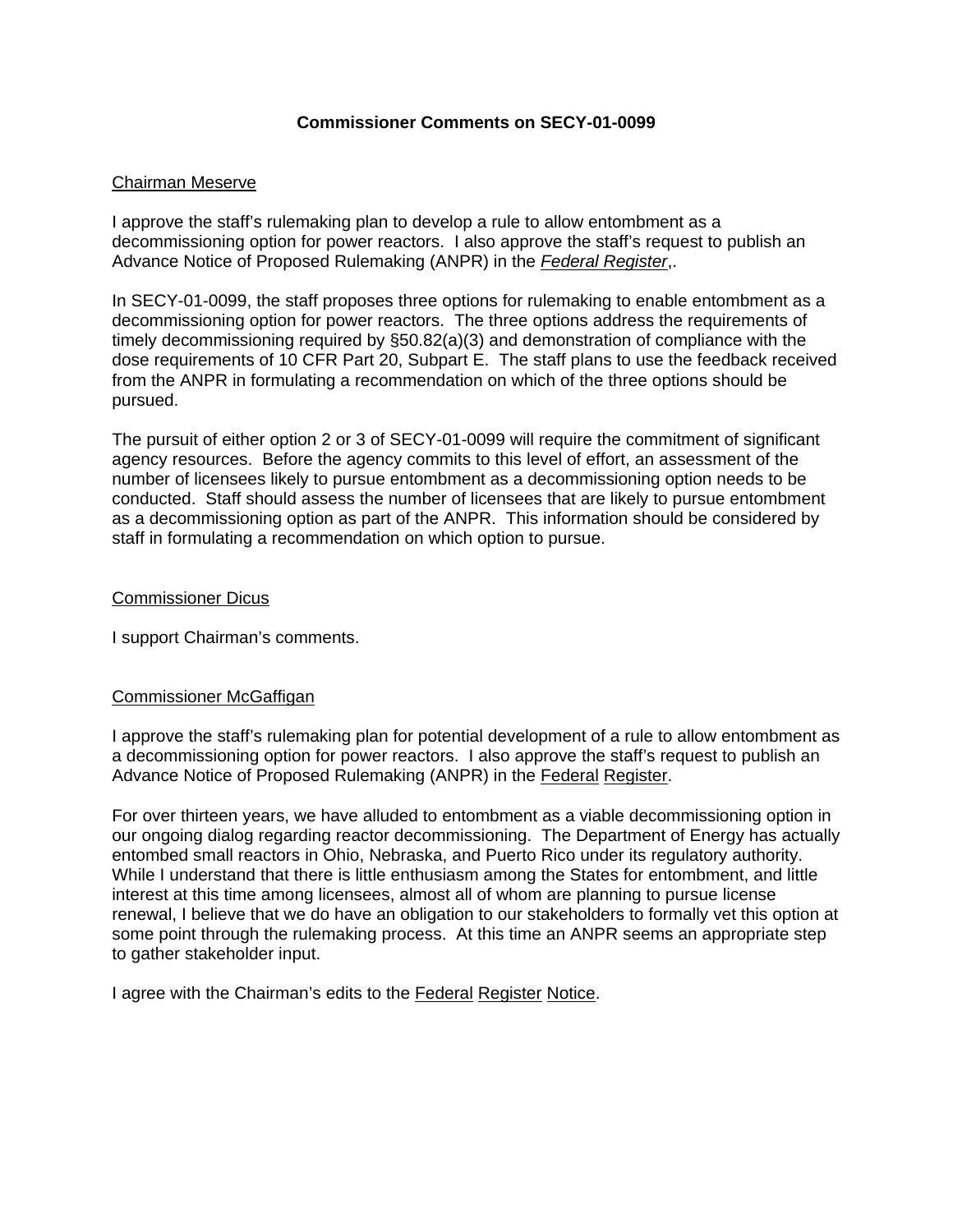**Commissioner Comments on SECY-01-0099**

Chairman Meserve

I approve the staff's rulemaking plan to develop a rule to allow entombment as a decommissioning option for power reactors. I also approve the staff's request to publish an Advance Notice of Proposed Rulemaking (ANPR) in the *Federal Register*,.

In SECY-01-0099, the staff proposes three options for rulemaking to enable entombment as a decommissioning option for power reactors. The three options address the requirements of timely decommissioning required by §50.82(a)(3) and demonstration of compliance with the dose requirements of 10 CFR Part 20, Subpart E. The staff plans to use the feedback received from the ANPR in formulating a recommendation on which of the three options should be pursued.

The pursuit of either option 2 or 3 of SECY-01-0099 will require the commitment of significant agency resources. Before the agency commits to this level of effort, an assessment of the number of licensees likely to pursue entombment as a decommissioning option needs to be conducted. Staff should assess the number of licensees that are likely to pursue entombment as a decommissioning option as part of the ANPR. This information should be considered by staff in formulating a recommendation on which option to pursue.

Commissioner Dicus

I support Chairman's comments.

Commissioner McGaffigan

I approve the staff's rulemaking plan for potential development of a rule to allow entombment as a decommissioning option for power reactors. I also approve the staff's request to publish an Advance Notice of Proposed Rulemaking (ANPR) in the Federal Register.

For over thirteen years, we have alluded to entombment as a viable decommissioning option in our ongoing dialog regarding reactor decommissioning. The Department of Energy has actually entombed small reactors in Ohio, Nebraska, and Puerto Rico under its regulatory authority. While I understand that there is little enthusiasm among the States for entombment, and little interest at this time among licensees, almost all of whom are planning to pursue license renewal, I believe that we do have an obligation to our stakeholders to formally vet this option at some point through the rulemaking process. At this time an ANPR seems an appropriate step to gather stakeholder input.

I agree with the Chairman's edits to the Federal Register Notice.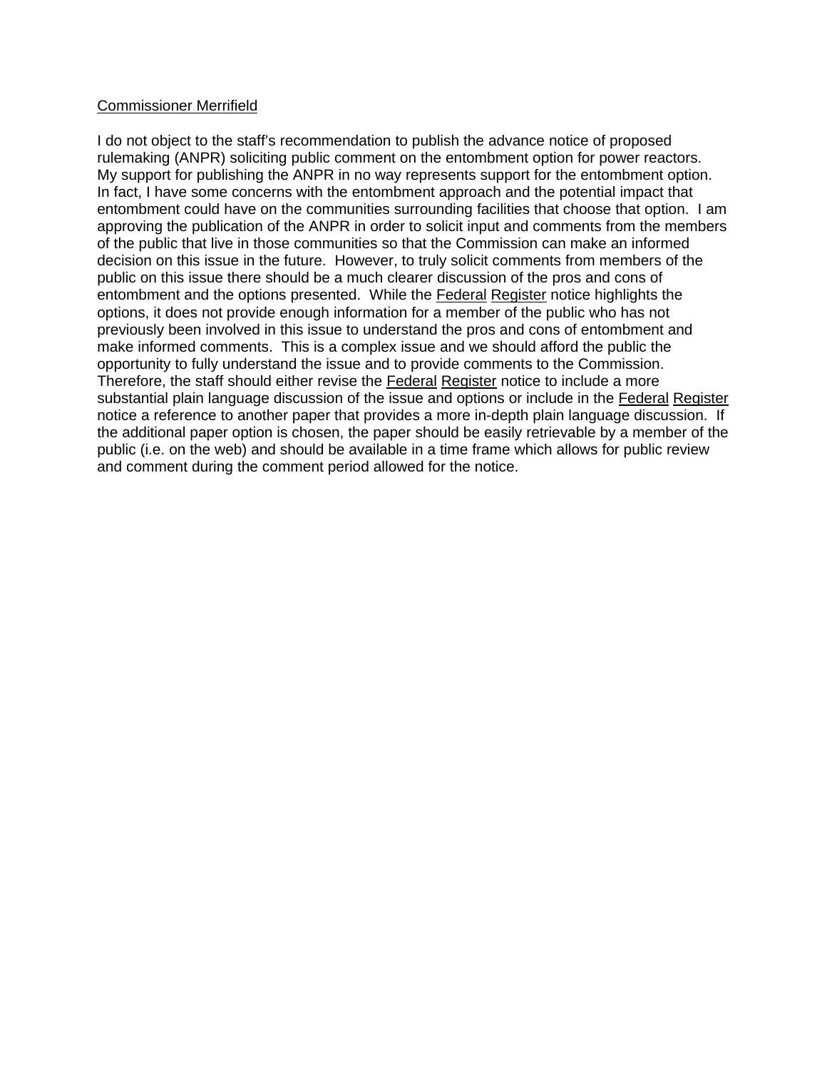Commissioner Merrifield

I do not object to the staff's recommendation to publish the advance notice of proposed rulemaking (ANPR) soliciting public comment on the entombment option for power reactors. My support for publishing the ANPR in no way represents support for the entombment option. In fact, I have some concerns with the entombment approach and the potential impact that entombment could have on the communities surrounding facilities that choose that option. I am approving the publication of the ANPR in order to solicit input and comments from the members of the public that live in those communities so that the Commission can make an informed decision on this issue in the future. However, to truly solicit comments from members of the public on this issue there should be a much clearer discussion of the pros and cons of entombment and the options presented. While the Federal Register notice highlights the options, it does not provide enough information for a member of the public who has not previously been involved in this issue to understand the pros and cons of entombment and make informed comments. This is a complex issue and we should afford the public the opportunity to fully understand the issue and to provide comments to the Commission. Therefore, the staff should either revise the Federal Register notice to include a more substantial plain language discussion of the issue and options or include in the Federal Register notice a reference to another paper that provides a more in-depth plain language discussion. If the additional paper option is chosen, the paper should be easily retrievable by a member of the public (i.e. on the web) and should be available in a time frame which allows for public review and comment during the comment period allowed for the notice.